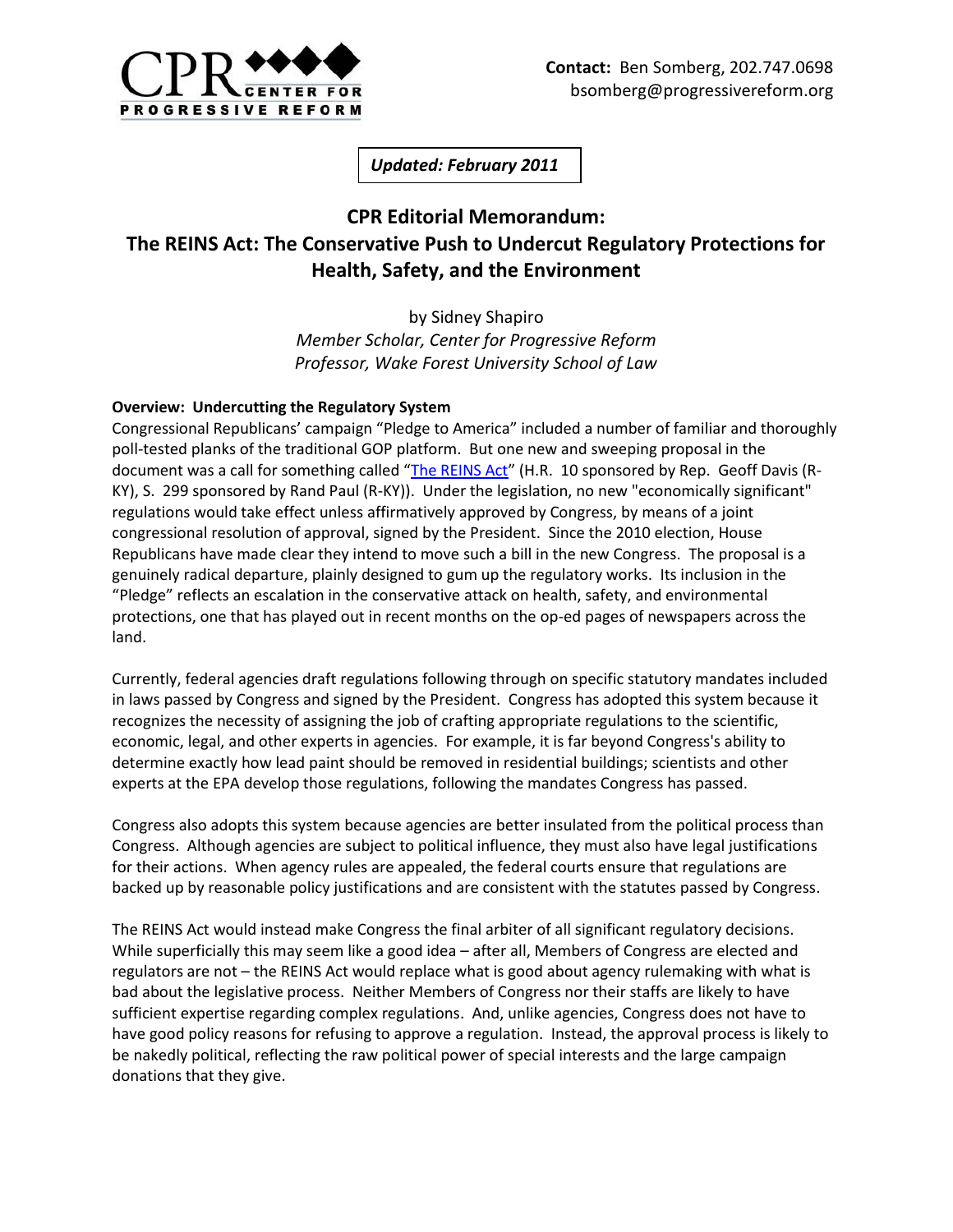**Contact:** Ben Somberg, 202.747.0698
bsomberg@progressivereform.org

***Updated: February 2011***

# CPR Editorial Memorandum: The REINS Act: The Conservative Push to Undercut Regulatory Protections for Health, Safety, and the Environment

by Sidney Shapiro
*Member Scholar, Center for Progressive Reform*
*Professor, Wake Forest University School of Law*

**Overview: Undercutting the Regulatory System**

Congressional Republicans' campaign "Pledge to America" included a number of familiar and thoroughly poll-tested planks of the traditional GOP platform. But one new and sweeping proposal in the document was a call for something called "The REINS Act" (H.R. 10 sponsored by Rep. Geoff Davis (R-KY), S. 299 sponsored by Rand Paul (R-KY)). Under the legislation, no new "economically significant" regulations would take effect unless affirmatively approved by Congress, by means of a joint congressional resolution of approval, signed by the President. Since the 2010 election, House Republicans have made clear they intend to move such a bill in the new Congress. The proposal is a genuinely radical departure, plainly designed to gum up the regulatory works. Its inclusion in the "Pledge" reflects an escalation in the conservative attack on health, safety, and environmental protections, one that has played out in recent months on the op-ed pages of newspapers across the land.

Currently, federal agencies draft regulations following through on specific statutory mandates included in laws passed by Congress and signed by the President. Congress has adopted this system because it recognizes the necessity of assigning the job of crafting appropriate regulations to the scientific, economic, legal, and other experts in agencies. For example, it is far beyond Congress's ability to determine exactly how lead paint should be removed in residential buildings; scientists and other experts at the EPA develop those regulations, following the mandates Congress has passed.

Congress also adopts this system because agencies are better insulated from the political process than Congress. Although agencies are subject to political influence, they must also have legal justifications for their actions. When agency rules are appealed, the federal courts ensure that regulations are backed up by reasonable policy justifications and are consistent with the statutes passed by Congress.

The REINS Act would instead make Congress the final arbiter of all significant regulatory decisions. While superficially this may seem like a good idea – after all, Members of Congress are elected and regulators are not – the REINS Act would replace what is good about agency rulemaking with what is bad about the legislative process. Neither Members of Congress nor their staffs are likely to have sufficient expertise regarding complex regulations. And, unlike agencies, Congress does not have to have good policy reasons for refusing to approve a regulation. Instead, the approval process is likely to be nakedly political, reflecting the raw political power of special interests and the large campaign donations that they give.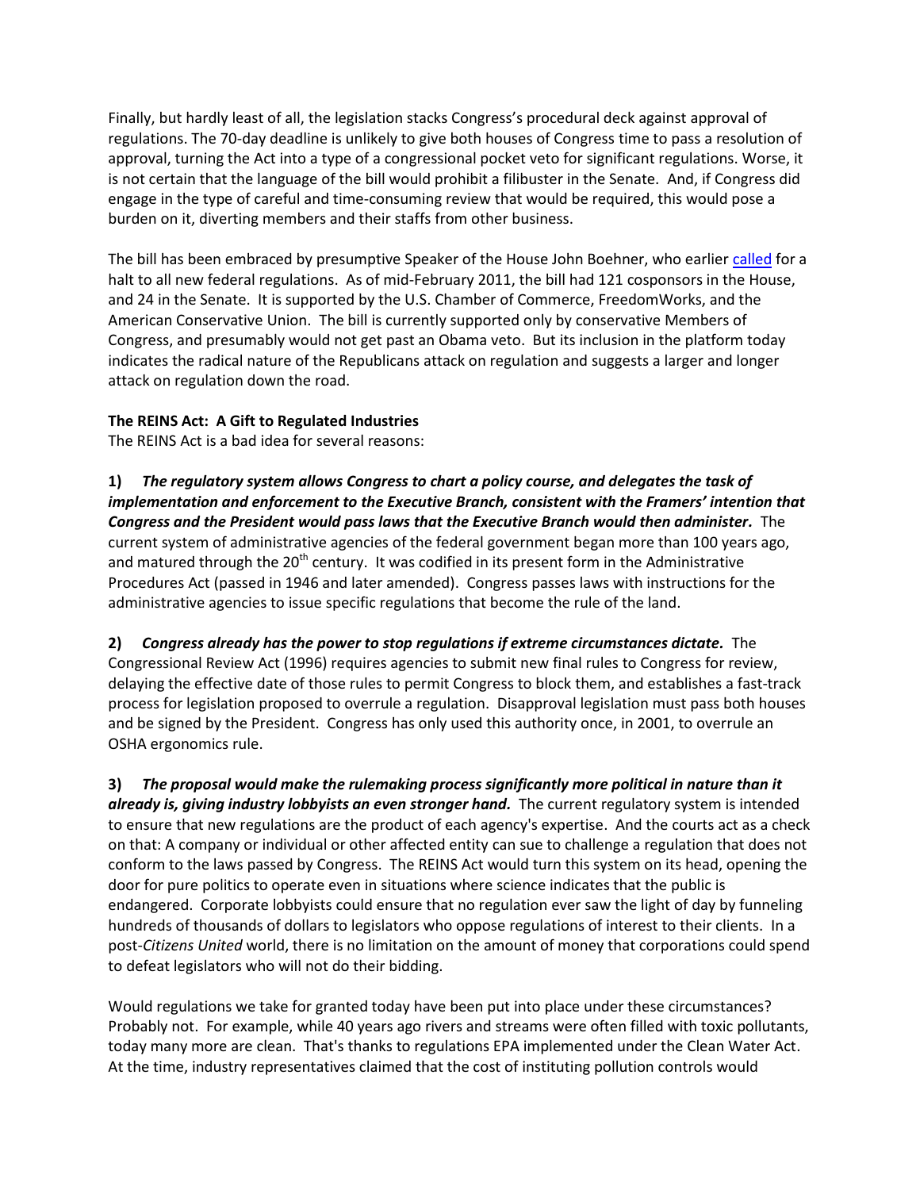Finally, but hardly least of all, the legislation stacks Congress's procedural deck against approval of regulations. The 70-day deadline is unlikely to give both houses of Congress time to pass a resolution of approval, turning the Act into a type of a congressional pocket veto for significant regulations. Worse, it is not certain that the language of the bill would prohibit a filibuster in the Senate. And, if Congress did engage in the type of careful and time-consuming review that would be required, this would pose a burden on it, diverting members and their staffs from other business.

The bill has been embraced by presumptive Speaker of the House John Boehner, who earlier called for a halt to all new federal regulations. As of mid-February 2011, the bill had 121 cosponsors in the House, and 24 in the Senate. It is supported by the U.S. Chamber of Commerce, FreedomWorks, and the American Conservative Union. The bill is currently supported only by conservative Members of Congress, and presumably would not get past an Obama veto. But its inclusion in the platform today indicates the radical nature of the Republicans attack on regulation and suggests a larger and longer attack on regulation down the road.

**The REINS Act: A Gift to Regulated Industries**

The REINS Act is a bad idea for several reasons:

**1)** ***The regulatory system allows Congress to chart a policy course, and delegates the task of implementation and enforcement to the Executive Branch, consistent with the Framers' intention that Congress and the President would pass laws that the Executive Branch would then administer.*** The current system of administrative agencies of the federal government began more than 100 years ago, and matured through the 20th century. It was codified in its present form in the Administrative Procedures Act (passed in 1946 and later amended). Congress passes laws with instructions for the administrative agencies to issue specific regulations that become the rule of the land.

**2)** ***Congress already has the power to stop regulations if extreme circumstances dictate.*** The Congressional Review Act (1996) requires agencies to submit new final rules to Congress for review, delaying the effective date of those rules to permit Congress to block them, and establishes a fast-track process for legislation proposed to overrule a regulation. Disapproval legislation must pass both houses and be signed by the President. Congress has only used this authority once, in 2001, to overrule an OSHA ergonomics rule.

**3)** ***The proposal would make the rulemaking process significantly more political in nature than it already is, giving industry lobbyists an even stronger hand.*** The current regulatory system is intended to ensure that new regulations are the product of each agency's expertise. And the courts act as a check on that: A company or individual or other affected entity can sue to challenge a regulation that does not conform to the laws passed by Congress. The REINS Act would turn this system on its head, opening the door for pure politics to operate even in situations where science indicates that the public is endangered. Corporate lobbyists could ensure that no regulation ever saw the light of day by funneling hundreds of thousands of dollars to legislators who oppose regulations of interest to their clients. In a post-*Citizens United* world, there is no limitation on the amount of money that corporations could spend to defeat legislators who will not do their bidding.

Would regulations we take for granted today have been put into place under these circumstances? Probably not. For example, while 40 years ago rivers and streams were often filled with toxic pollutants, today many more are clean. That's thanks to regulations EPA implemented under the Clean Water Act. At the time, industry representatives claimed that the cost of instituting pollution controls would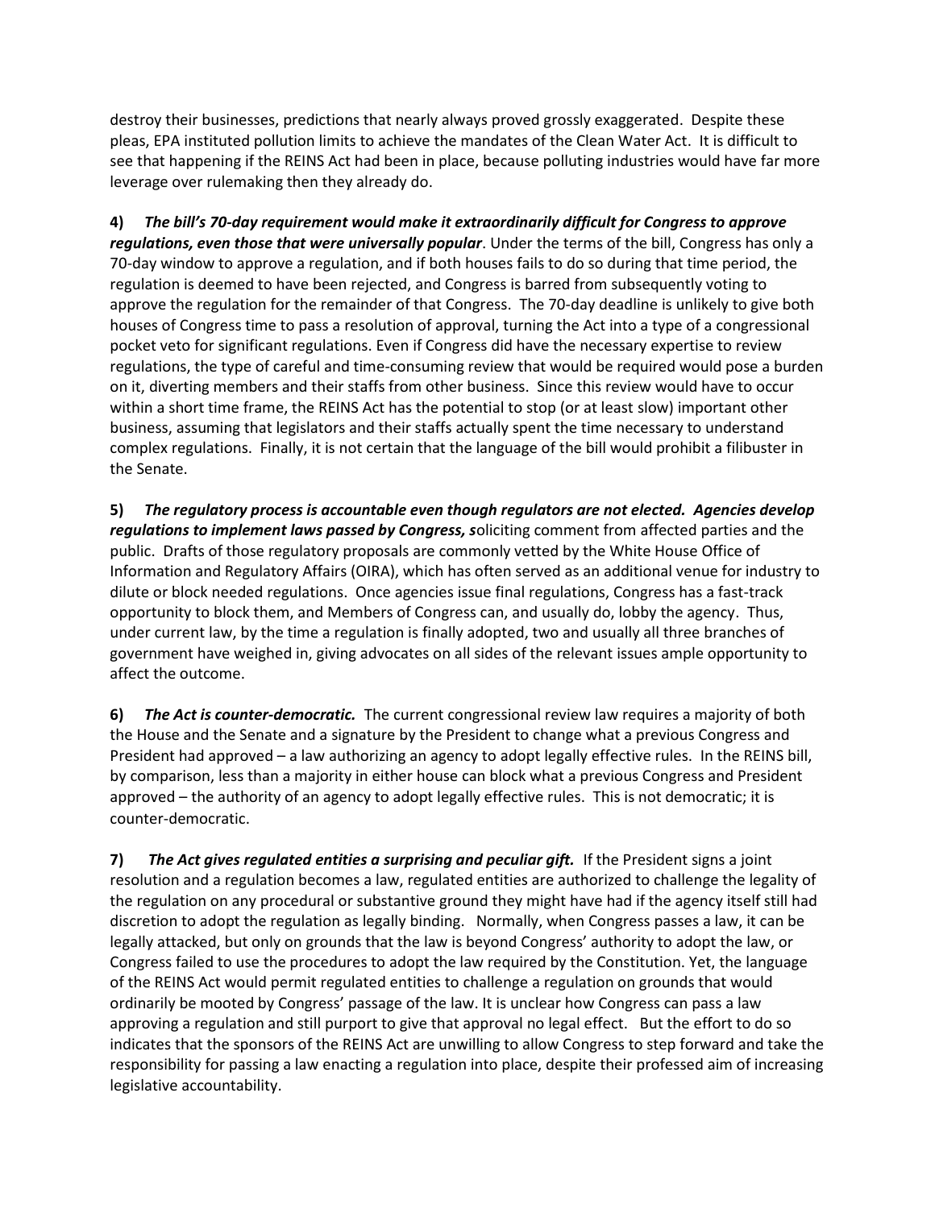destroy their businesses, predictions that nearly always proved grossly exaggerated. Despite these pleas, EPA instituted pollution limits to achieve the mandates of the Clean Water Act. It is difficult to see that happening if the REINS Act had been in place, because polluting industries would have far more leverage over rulemaking then they already do.

**4)** ***The bill's 70-day requirement would make it extraordinarily difficult for Congress to approve regulations, even those that were universally popular***. Under the terms of the bill, Congress has only a 70-day window to approve a regulation, and if both houses fails to do so during that time period, the regulation is deemed to have been rejected, and Congress is barred from subsequently voting to approve the regulation for the remainder of that Congress. The 70-day deadline is unlikely to give both houses of Congress time to pass a resolution of approval, turning the Act into a type of a congressional pocket veto for significant regulations. Even if Congress did have the necessary expertise to review regulations, the type of careful and time-consuming review that would be required would pose a burden on it, diverting members and their staffs from other business. Since this review would have to occur within a short time frame, the REINS Act has the potential to stop (or at least slow) important other business, assuming that legislators and their staffs actually spent the time necessary to understand complex regulations. Finally, it is not certain that the language of the bill would prohibit a filibuster in the Senate.

**5)** ***The regulatory process is accountable even though regulators are not elected. Agencies develop regulations to implement laws passed by Congress, s***oliciting comment from affected parties and the public. Drafts of those regulatory proposals are commonly vetted by the White House Office of Information and Regulatory Affairs (OIRA), which has often served as an additional venue for industry to dilute or block needed regulations. Once agencies issue final regulations, Congress has a fast-track opportunity to block them, and Members of Congress can, and usually do, lobby the agency. Thus, under current law, by the time a regulation is finally adopted, two and usually all three branches of government have weighed in, giving advocates on all sides of the relevant issues ample opportunity to affect the outcome.

**6)** ***The Act is counter-democratic.*** The current congressional review law requires a majority of both the House and the Senate and a signature by the President to change what a previous Congress and President had approved – a law authorizing an agency to adopt legally effective rules. In the REINS bill, by comparison, less than a majority in either house can block what a previous Congress and President approved – the authority of an agency to adopt legally effective rules. This is not democratic; it is counter-democratic.

**7)** ***The Act gives regulated entities a surprising and peculiar gift.*** If the President signs a joint resolution and a regulation becomes a law, regulated entities are authorized to challenge the legality of the regulation on any procedural or substantive ground they might have had if the agency itself still had discretion to adopt the regulation as legally binding. Normally, when Congress passes a law, it can be legally attacked, but only on grounds that the law is beyond Congress' authority to adopt the law, or Congress failed to use the procedures to adopt the law required by the Constitution. Yet, the language of the REINS Act would permit regulated entities to challenge a regulation on grounds that would ordinarily be mooted by Congress' passage of the law. It is unclear how Congress can pass a law approving a regulation and still purport to give that approval no legal effect. But the effort to do so indicates that the sponsors of the REINS Act are unwilling to allow Congress to step forward and take the responsibility for passing a law enacting a regulation into place, despite their professed aim of increasing legislative accountability.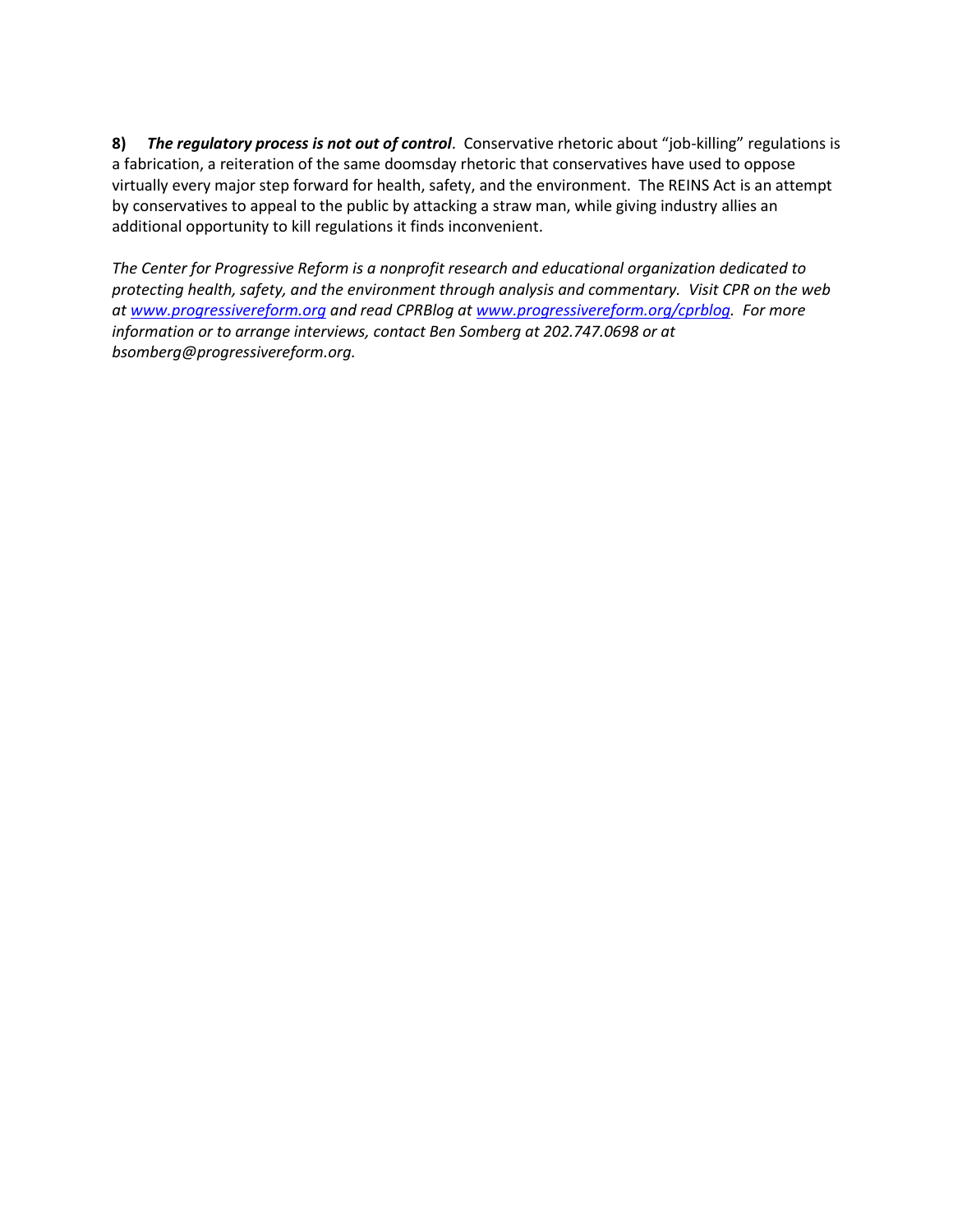**8)** ***The regulatory process is not out of control***. Conservative rhetoric about "job-killing" regulations is a fabrication, a reiteration of the same doomsday rhetoric that conservatives have used to oppose virtually every major step forward for health, safety, and the environment. The REINS Act is an attempt by conservatives to appeal to the public by attacking a straw man, while giving industry allies an additional opportunity to kill regulations it finds inconvenient.

*The Center for Progressive Reform is a nonprofit research and educational organization dedicated to protecting health, safety, and the environment through analysis and commentary. Visit CPR on the web at [www.progressivereform.org](http://www.progressivereform.org) and read CPRBlog at [www.progressivereform.org/cprblog](http://www.progressivereform.org/cprblog). For more information or to arrange interviews, contact Ben Somberg at 202.747.0698 or at bsomberg@progressivereform.org.*